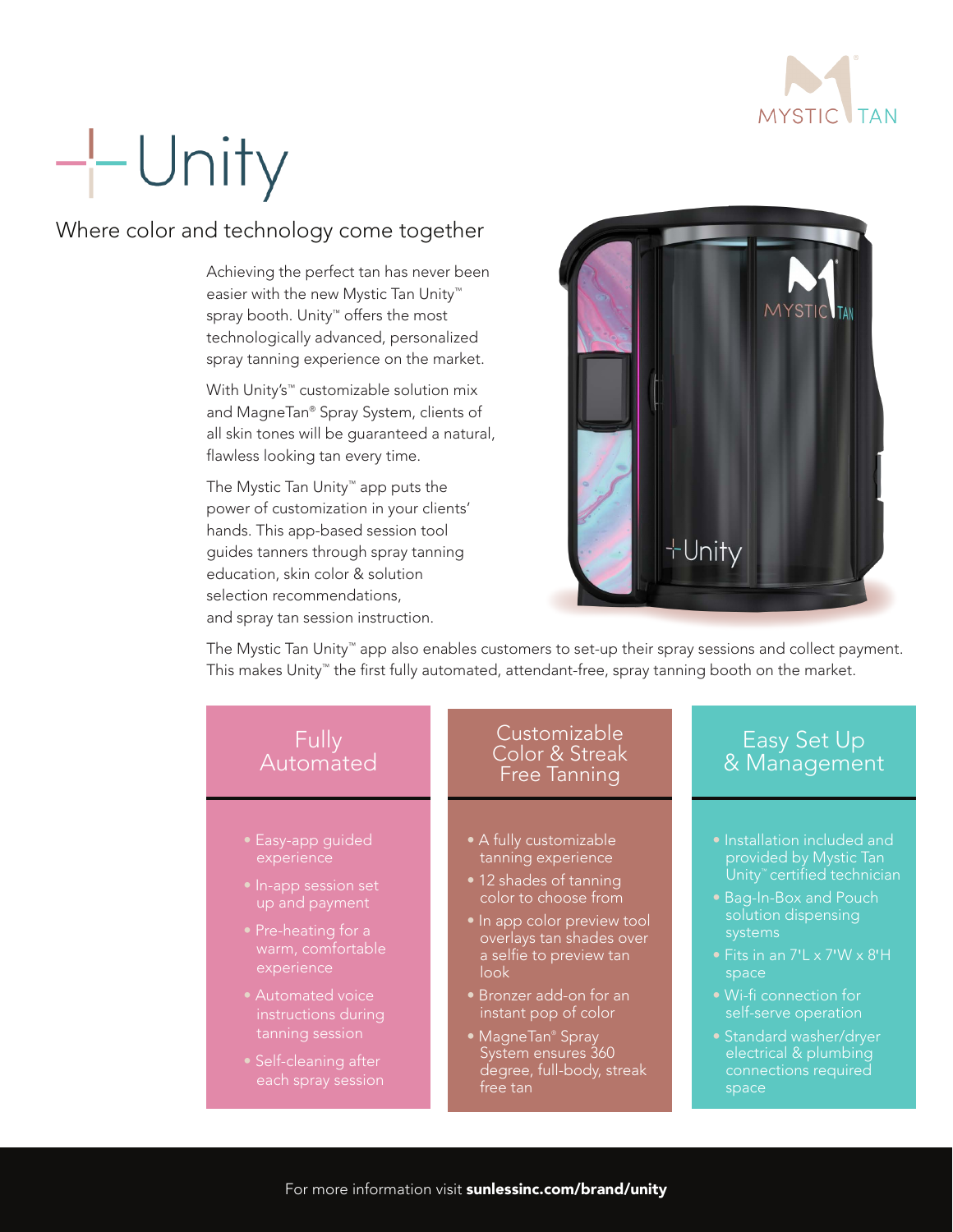# Unity

## Where color and technology come together

Achieving the perfect tan has never been easier with the new Mystic Tan Unity™ spray booth. Unity™ offers the most technologically advanced, personalized spray tanning experience on the market.

With Unity's™ customizable solution mix and MagneTan® Spray System, clients of all skin tones will be guaranteed a natural, flawless looking tan every time.

The Mystic Tan Unity™ app puts the power of customization in your clients' hands. This app-based session tool guides tanners through spray tanning education, skin color & solution selection recommendations, and spray tan session instruction.

The Mystic Tan Unity™ app also enables customers to set-up their spray sessions and collect payment. This makes Unity™ the first fully automated, attendant-free, spray tanning booth on the market.

### Fully Automated

- Easy-app guided experience
- In-app session set up and payment
- Pre-heating for a warm, comfortable experience
- Automated voice instructions during tanning session
- Self-cleaning after each spray session

### Customizable Color & Streak Free Tanning

- A fully customizable tanning experience
- 12 shades of tanning color to choose from
- In app color preview tool overlays tan shades over a selfie to preview tan look
- Bronzer add-on for an instant pop of color
- MagneTan® Spray System ensures 360 degree, full-body, streak free tan

### Easy Set Up & Management

- Installation included and provided by Mystic Tan Unity™ certified technician
- Bag-In-Box and Pouch solution dispensing systems
- Fits in an 7'L x 7'W x 8'H space
- Wi-fi connection for self-serve operation
- Standard washer/dryer electrical & plumbing connections required space

For more information visit **sunlessinc.com/brand/unity**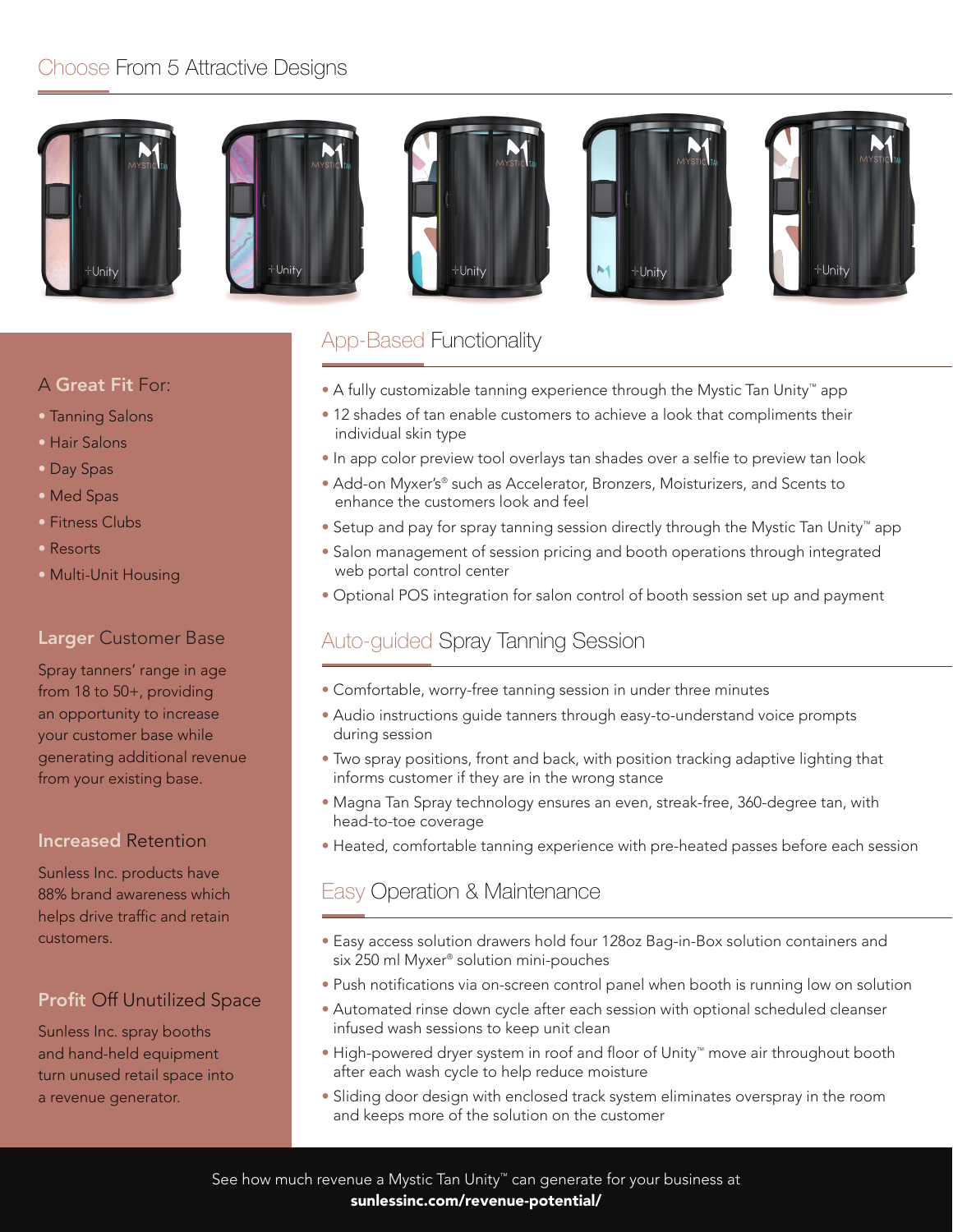## Choose From 5 Attractive Designs

### A Great Fit For:

- Tanning Salons
- Hair Salons
- Day Spas
- Med Spas
- Fitness Clubs
- Resorts
- Multi-Unit Housing

### Larger Customer Base

Spray tanners' range in age from 18 to 50+, providing an opportunity to increase your customer base while generating additional revenue from your existing base.

### Increased Retention

Sunless Inc. products have 88% brand awareness which helps drive traffic and retain customers.

### Profit Off Unutilized Space

Sunless Inc. spray booths and hand-held equipment turn unused retail space into a revenue generator.

## App-Based Functionality

- A fully customizable tanning experience through the Mystic Tan Unity™ app
- 12 shades of tan enable customers to achieve a look that compliments their individual skin type
- In app color preview tool overlays tan shades over a selfie to preview tan look
- Add-on Myxer's® such as Accelerator, Bronzers, Moisturizers, and Scents to enhance the customers look and feel
- Setup and pay for spray tanning session directly through the Mystic Tan Unity™ app
- Salon management of session pricing and booth operations through integrated web portal control center
- Optional POS integration for salon control of booth session set up and payment

## Auto-guided Spray Tanning Session

- Comfortable, worry-free tanning session in under three minutes
- Audio instructions guide tanners through easy-to-understand voice prompts during session
- Two spray positions, front and back, with position tracking adaptive lighting that informs customer if they are in the wrong stance
- Magna Tan Spray technology ensures an even, streak-free, 360-degree tan, with head-to-toe coverage
- Heated, comfortable tanning experience with pre-heated passes before each session

## Easy Operation & Maintenance

- Easy access solution drawers hold four 128oz Bag-in-Box solution containers and six 250 ml Myxer® solution mini-pouches
- Push notifications via on-screen control panel when booth is running low on solution
- Automated rinse down cycle after each session with optional scheduled cleanser infused wash sessions to keep unit clean
- High-powered dryer system in roof and floor of Unity™ move air throughout booth after each wash cycle to help reduce moisture
- Sliding door design with enclosed track system eliminates overspray in the room and keeps more of the solution on the customer

See how much revenue a Mystic Tan Unity™ can generate for your business at
**sunlessinc.com/revenue-potential/**